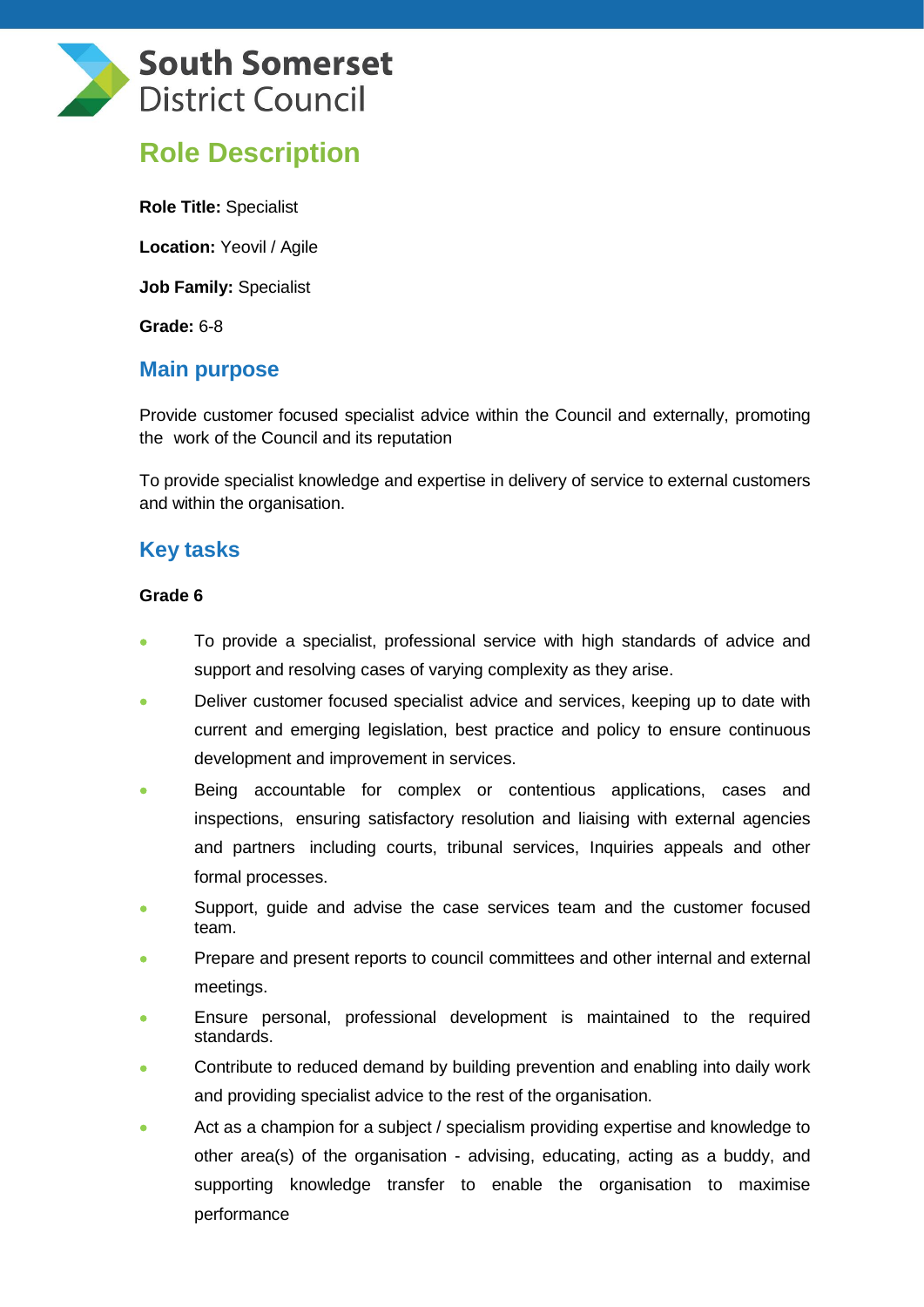# South Somerset District Council

## Role Description

**Role Title:** Specialist

**Location:** Yeovil / Agile

**Job Family:** Specialist

**Grade:** 6-8

## Main purpose

Provide customer focused specialist advice within the Council and externally, promoting the work of the Council and its reputation

To provide specialist knowledge and expertise in delivery of service to external customers and within the organisation.

## Key tasks

**Grade 6**

- To provide a specialist, professional service with high standards of advice and support and resolving cases of varying complexity as they arise.
- Deliver customer focused specialist advice and services, keeping up to date with current and emerging legislation, best practice and policy to ensure continuous development and improvement in services.
- Being accountable for complex or contentious applications, cases and inspections, ensuring satisfactory resolution and liaising with external agencies and partners including courts, tribunal services, Inquiries appeals and other formal processes.
- Support, guide and advise the case services team and the customer focused team.
- Prepare and present reports to council committees and other internal and external meetings.
- Ensure personal, professional development is maintained to the required standards.
- Contribute to reduced demand by building prevention and enabling into daily work and providing specialist advice to the rest of the organisation.
- Act as a champion for a subject / specialism providing expertise and knowledge to other area(s) of the organisation - advising, educating, acting as a buddy, and supporting knowledge transfer to enable the organisation to maximise performance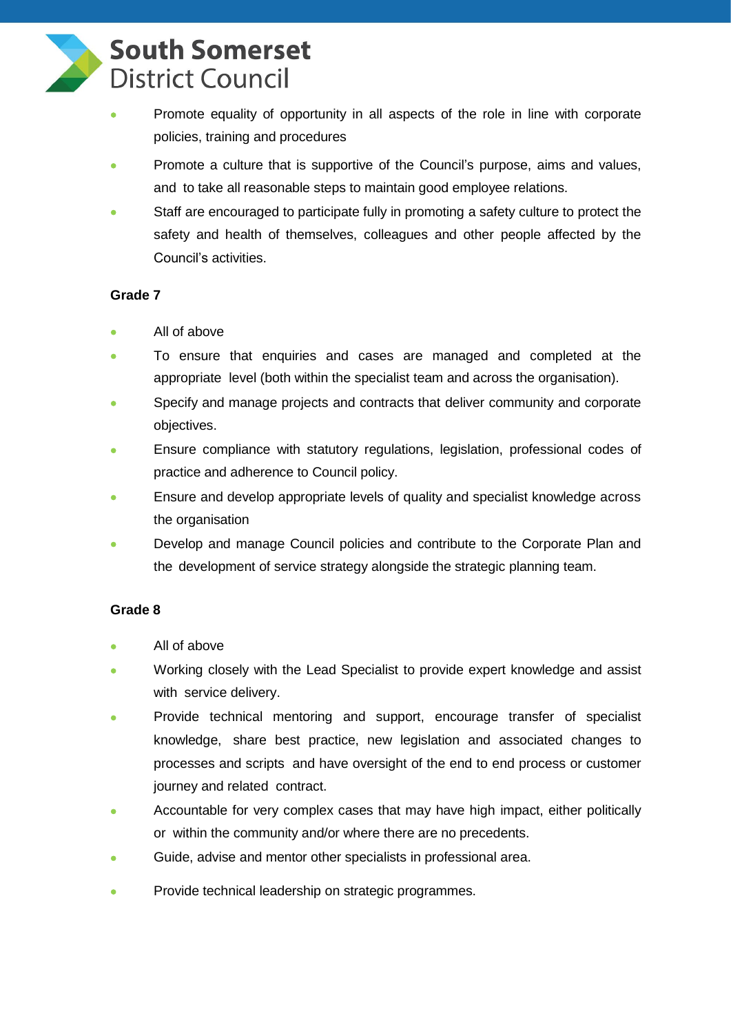- Promote equality of opportunity in all aspects of the role in line with corporate policies, training and procedures
- Promote a culture that is supportive of the Council's purpose, aims and values, and to take all reasonable steps to maintain good employee relations.
- Staff are encouraged to participate fully in promoting a safety culture to protect the safety and health of themselves, colleagues and other people affected by the Council's activities.

**Grade 7**

- All of above
- To ensure that enquiries and cases are managed and completed at the appropriate level (both within the specialist team and across the organisation).
- Specify and manage projects and contracts that deliver community and corporate objectives.
- Ensure compliance with statutory regulations, legislation, professional codes of practice and adherence to Council policy.
- Ensure and develop appropriate levels of quality and specialist knowledge across the organisation
- Develop and manage Council policies and contribute to the Corporate Plan and the development of service strategy alongside the strategic planning team.

**Grade 8**

- All of above
- Working closely with the Lead Specialist to provide expert knowledge and assist with service delivery.
- Provide technical mentoring and support, encourage transfer of specialist knowledge, share best practice, new legislation and associated changes to processes and scripts and have oversight of the end to end process or customer journey and related contract.
- Accountable for very complex cases that may have high impact, either politically or within the community and/or where there are no precedents.
- Guide, advise and mentor other specialists in professional area.
- Provide technical leadership on strategic programmes.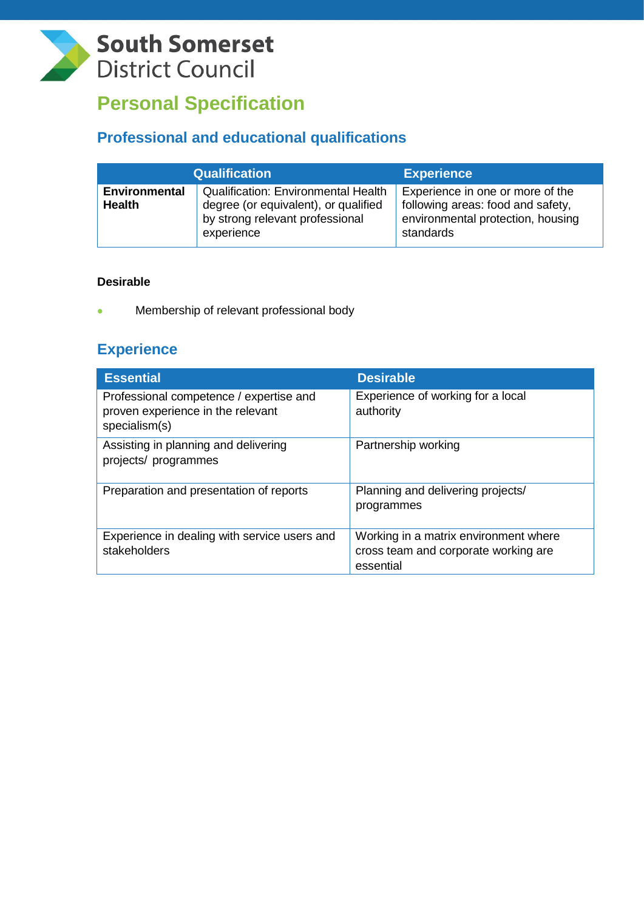South Somerset District Council

# Personal Specification

## Professional and educational qualifications

| Qualification | | Experience |
|---|---|---|
| **Environmental Health** | Qualification: Environmental Health degree (or equivalent), or qualified by strong relevant professional experience | Experience in one or more of the following areas: food and safety, environmental protection, housing standards |

**Desirable**

- Membership of relevant professional body

## Experience

| Essential | Desirable |
|---|---|
| Professional competence / expertise and proven experience in the relevant specialism(s) | Experience of working for a local authority |
| Assisting in planning and delivering projects/ programmes | Partnership working |
| Preparation and presentation of reports | Planning and delivering projects/ programmes |
| Experience in dealing with service users and stakeholders | Working in a matrix environment where cross team and corporate working are essential |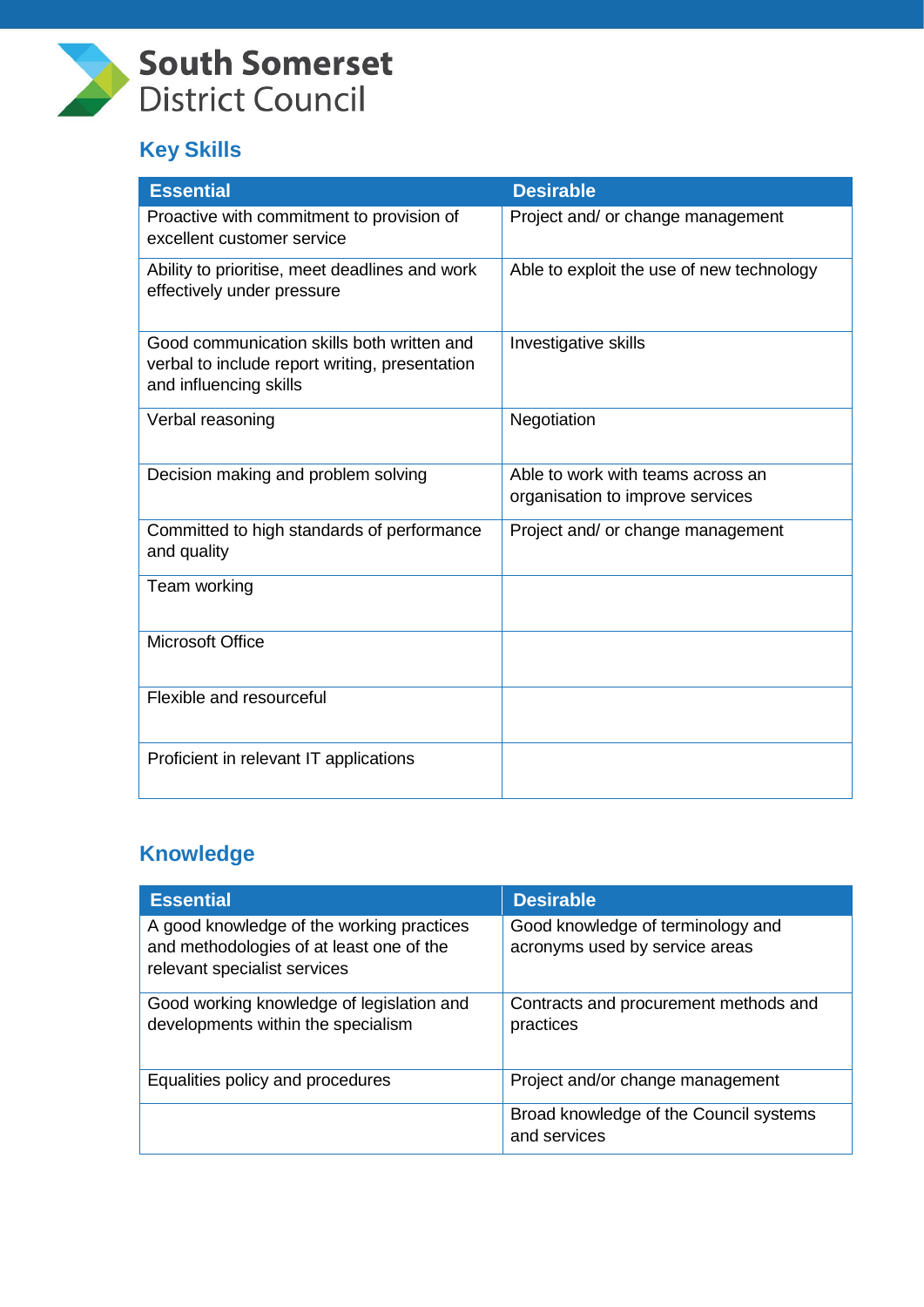South Somerset District Council

## Key Skills

| Essential | Desirable |
|---|---|
| Proactive with commitment to provision of excellent customer service | Project and/ or change management |
| Ability to prioritise, meet deadlines and work effectively under pressure | Able to exploit the use of new technology |
| Good communication skills both written and verbal to include report writing, presentation and influencing skills | Investigative skills |
| Verbal reasoning | Negotiation |
| Decision making and problem solving | Able to work with teams across an organisation to improve services |
| Committed to high standards of performance and quality | Project and/ or change management |
| Team working | |
| Microsoft Office | |
| Flexible and resourceful | |
| Proficient in relevant IT applications | |

## Knowledge

| Essential | Desirable |
|---|---|
| A good knowledge of the working practices and methodologies of at least one of the relevant specialist services | Good knowledge of terminology and acronyms used by service areas |
| Good working knowledge of legislation and developments within the specialism | Contracts and procurement methods and practices |
| Equalities policy and procedures | Project and/or change management |
| | Broad knowledge of the Council systems and services |